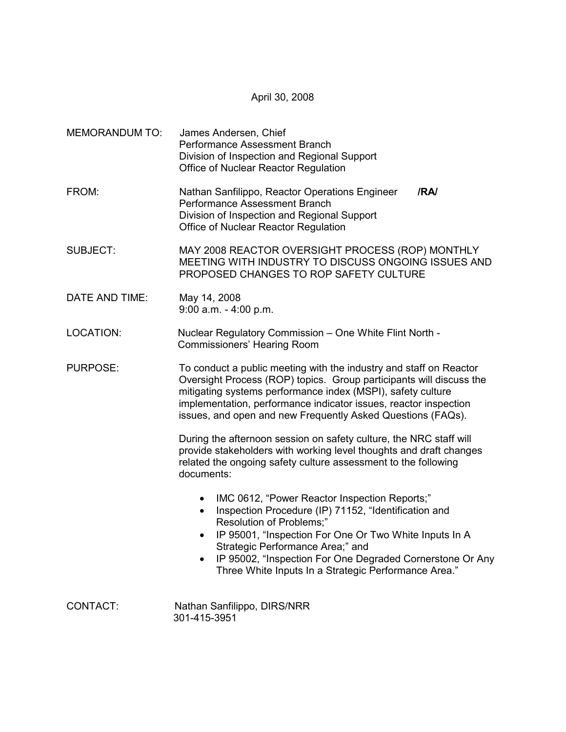April 30, 2008

MEMORANDUM TO: James Andersen, Chief
Performance Assessment Branch
Division of Inspection and Regional Support
Office of Nuclear Reactor Regulation

FROM: Nathan Sanfilippo, Reactor Operations Engineer **/RA/**
Performance Assessment Branch
Division of Inspection and Regional Support
Office of Nuclear Reactor Regulation

SUBJECT: MAY 2008 REACTOR OVERSIGHT PROCESS (ROP) MONTHLY MEETING WITH INDUSTRY TO DISCUSS ONGOING ISSUES AND PROPOSED CHANGES TO ROP SAFETY CULTURE

DATE AND TIME: May 14, 2008
9:00 a.m. - 4:00 p.m.

LOCATION: Nuclear Regulatory Commission – One White Flint North - Commissioners' Hearing Room

PURPOSE: To conduct a public meeting with the industry and staff on Reactor Oversight Process (ROP) topics. Group participants will discuss the mitigating systems performance index (MSPI), safety culture implementation, performance indicator issues, reactor inspection issues, and open and new Frequently Asked Questions (FAQs).

During the afternoon session on safety culture, the NRC staff will provide stakeholders with working level thoughts and draft changes related the ongoing safety culture assessment to the following documents:

- IMC 0612, "Power Reactor Inspection Reports;"
- Inspection Procedure (IP) 71152, "Identification and Resolution of Problems;"
- IP 95001, "Inspection For One Or Two White Inputs In A Strategic Performance Area;" and
- IP 95002, "Inspection For One Degraded Cornerstone Or Any Three White Inputs In a Strategic Performance Area."

CONTACT: Nathan Sanfilippo, DIRS/NRR
301-415-3951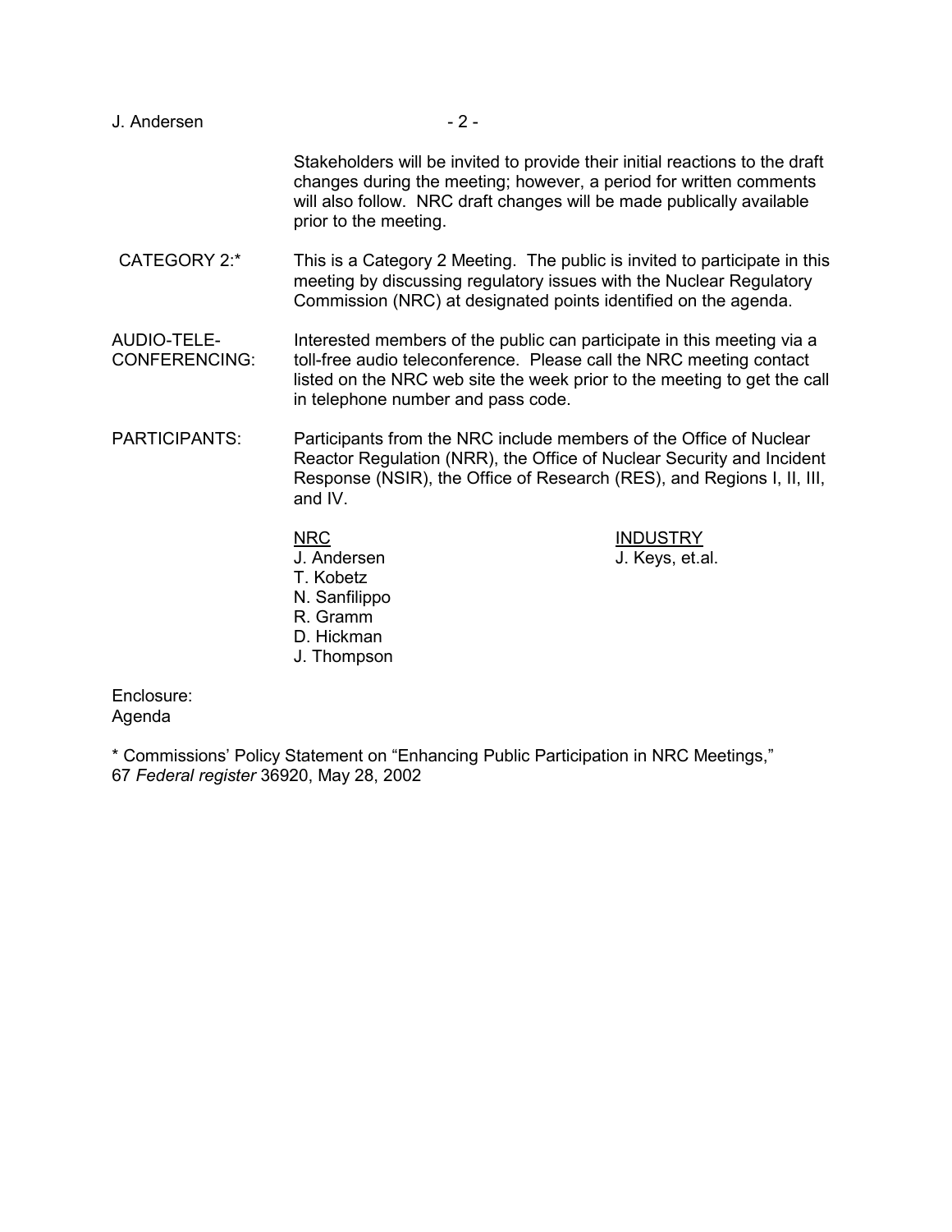Stakeholders will be invited to provide their initial reactions to the draft changes during the meeting; however, a period for written comments will also follow. NRC draft changes will be made publically available prior to the meeting.

CATEGORY 2:* This is a Category 2 Meeting. The public is invited to participate in this meeting by discussing regulatory issues with the Nuclear Regulatory Commission (NRC) at designated points identified on the agenda.

AUDIO-TELE-CONFERENCING: Interested members of the public can participate in this meeting via a toll-free audio teleconference. Please call the NRC meeting contact listed on the NRC web site the week prior to the meeting to get the call in telephone number and pass code.

PARTICIPANTS: Participants from the NRC include members of the Office of Nuclear Reactor Regulation (NRR), the Office of Nuclear Security and Incident Response (NSIR), the Office of Research (RES), and Regions I, II, III, and IV.

| NRC | INDUSTRY |
|---|---|
| J. Andersen | J. Keys, et.al. |
| T. Kobetz | |
| N. Sanfilippo | |
| R. Gramm | |
| D. Hickman | |
| J. Thompson | |

Enclosure:
Agenda

* Commissions' Policy Statement on "Enhancing Public Participation in NRC Meetings," 67 *Federal register* 36920, May 28, 2002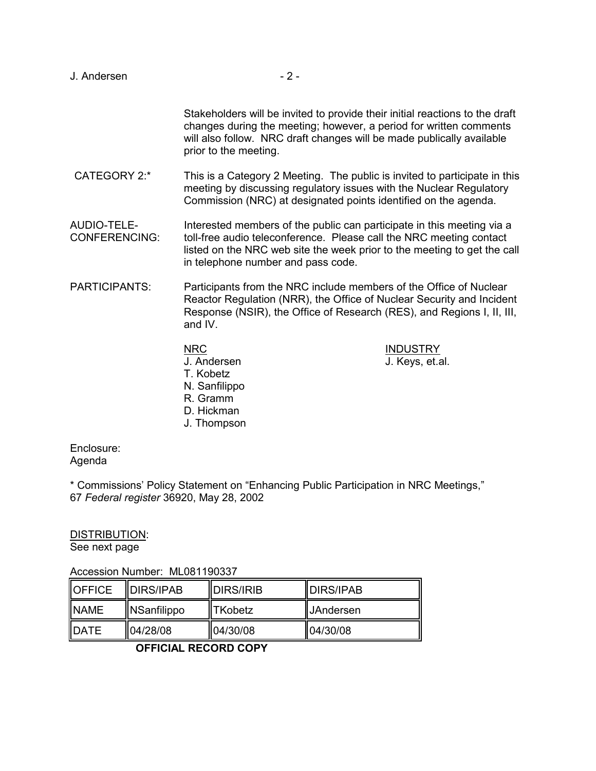Stakeholders will be invited to provide their initial reactions to the draft changes during the meeting; however, a period for written comments will also follow. NRC draft changes will be made publically available prior to the meeting.

CATEGORY 2:* This is a Category 2 Meeting. The public is invited to participate in this meeting by discussing regulatory issues with the Nuclear Regulatory Commission (NRC) at designated points identified on the agenda.

AUDIO-TELE-CONFERENCING: Interested members of the public can participate in this meeting via a toll-free audio teleconference. Please call the NRC meeting contact listed on the NRC web site the week prior to the meeting to get the call in telephone number and pass code.

PARTICIPANTS: Participants from the NRC include members of the Office of Nuclear Reactor Regulation (NRR), the Office of Nuclear Security and Incident Response (NSIR), the Office of Research (RES), and Regions I, II, III, and IV.

<u>NRC</u>
J. Andersen
T. Kobetz
N. Sanfilippo
R. Gramm
D. Hickman
J. Thompson

<u>INDUSTRY</u>
J. Keys, et.al.

Enclosure:
Agenda

\* Commissions' Policy Statement on "Enhancing Public Participation in NRC Meetings," 67 *Federal register* 36920, May 28, 2002

<u>DISTRIBUTION</u>:
See next page

Accession Number: ML081190337

| OFFICE | DIRS/IPAB | DIRS/IRIB | DIRS/IPAB |
|---|---|---|---|
| NAME | NSanfilippo | TKobetz | JAndersen |
| DATE | 04/28/08 | 04/30/08 | 04/30/08 |

**OFFICIAL RECORD COPY**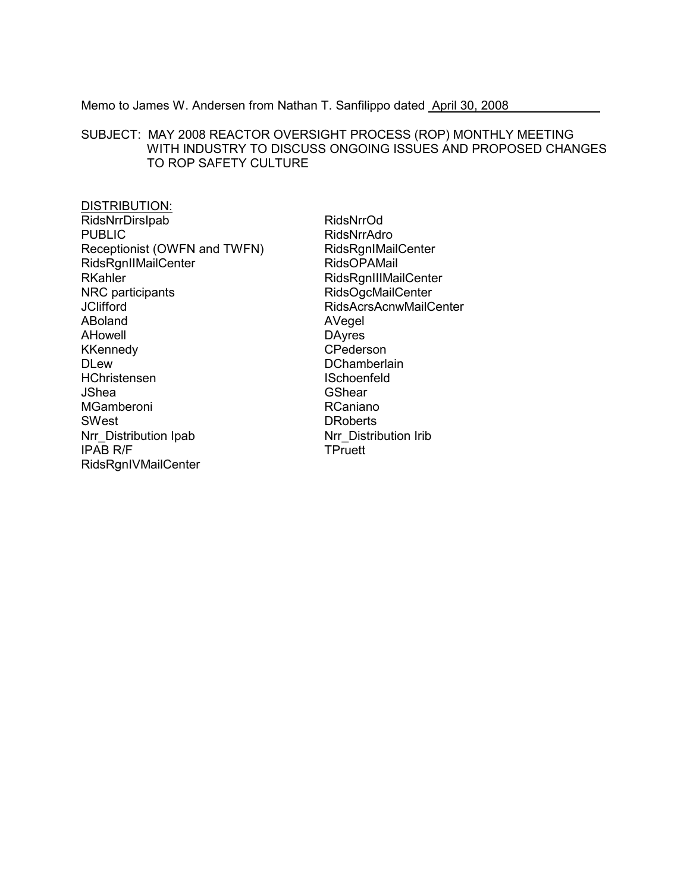Memo to James W. Andersen from Nathan T. Sanfilippo dated April 30, 2008

SUBJECT: MAY 2008 REACTOR OVERSIGHT PROCESS (ROP) MONTHLY MEETING WITH INDUSTRY TO DISCUSS ONGOING ISSUES AND PROPOSED CHANGES TO ROP SAFETY CULTURE

DISTRIBUTION:

RidsNrrDirsIpab
PUBLIC
Receptionist (OWFN and TWFN)
RidsRgnIIMailCenter
RKahler
NRC participants
JClifford
ABoland
AHowell
KKennedy
DLew
HChristensen
JShea
MGamberoni
SWest
Nrr_Distribution Ipab
IPAB R/F
RidsRgnIVMailCenter
RidsNrrOd
RidsNrrAdro
RidsRgnIMailCenter
RidsOPAMail
RidsRgnIIIMailCenter
RidsOgcMailCenter
RidsAcrsAcnwMailCenter
AVegel
DAyres
CPederson
DChamberlain
ISchoenfeld
GShear
RCaniano
DRoberts
Nrr_Distribution Irib
TPruett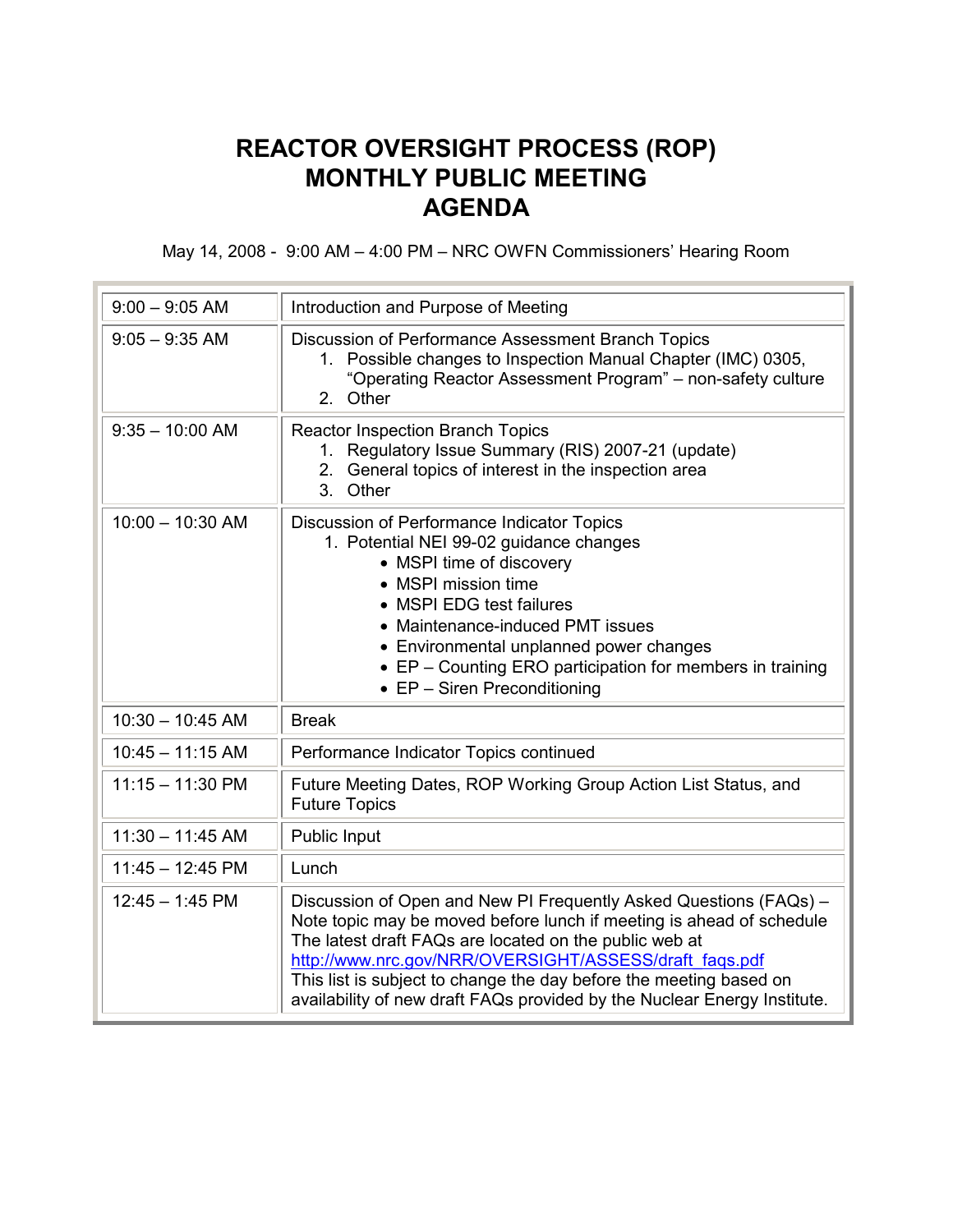# REACTOR OVERSIGHT PROCESS (ROP) MONTHLY PUBLIC MEETING AGENDA

May 14, 2008 - 9:00 AM – 4:00 PM – NRC OWFN Commissioners' Hearing Room

| Time | Topic |
|---|---|
| 9:00 – 9:05 AM | Introduction and Purpose of Meeting |
| 9:05 – 9:35 AM | Discussion of Performance Assessment Branch Topics<br>1. Possible changes to Inspection Manual Chapter (IMC) 0305, "Operating Reactor Assessment Program" – non-safety culture<br>2. Other |
| 9:35 – 10:00 AM | Reactor Inspection Branch Topics<br>1. Regulatory Issue Summary (RIS) 2007-21 (update)<br>2. General topics of interest in the inspection area<br>3. Other |
| 10:00 – 10:30 AM | Discussion of Performance Indicator Topics<br>1. Potential NEI 99-02 guidance changes<br>• MSPI time of discovery<br>• MSPI mission time<br>• MSPI EDG test failures<br>• Maintenance-induced PMT issues<br>• Environmental unplanned power changes<br>• EP – Counting ERO participation for members in training<br>• EP – Siren Preconditioning |
| 10:30 – 10:45 AM | Break |
| 10:45 – 11:15 AM | Performance Indicator Topics continued |
| 11:15 – 11:30 PM | Future Meeting Dates, ROP Working Group Action List Status, and Future Topics |
| 11:30 – 11:45 AM | Public Input |
| 11:45 – 12:45 PM | Lunch |
| 12:45 – 1:45 PM | Discussion of Open and New PI Frequently Asked Questions (FAQs) – Note topic may be moved before lunch if meeting is ahead of schedule The latest draft FAQs are located on the public web at http://www.nrc.gov/NRR/OVERSIGHT/ASSESS/draft_faqs.pdf This list is subject to change the day before the meeting based on availability of new draft FAQs provided by the Nuclear Energy Institute. |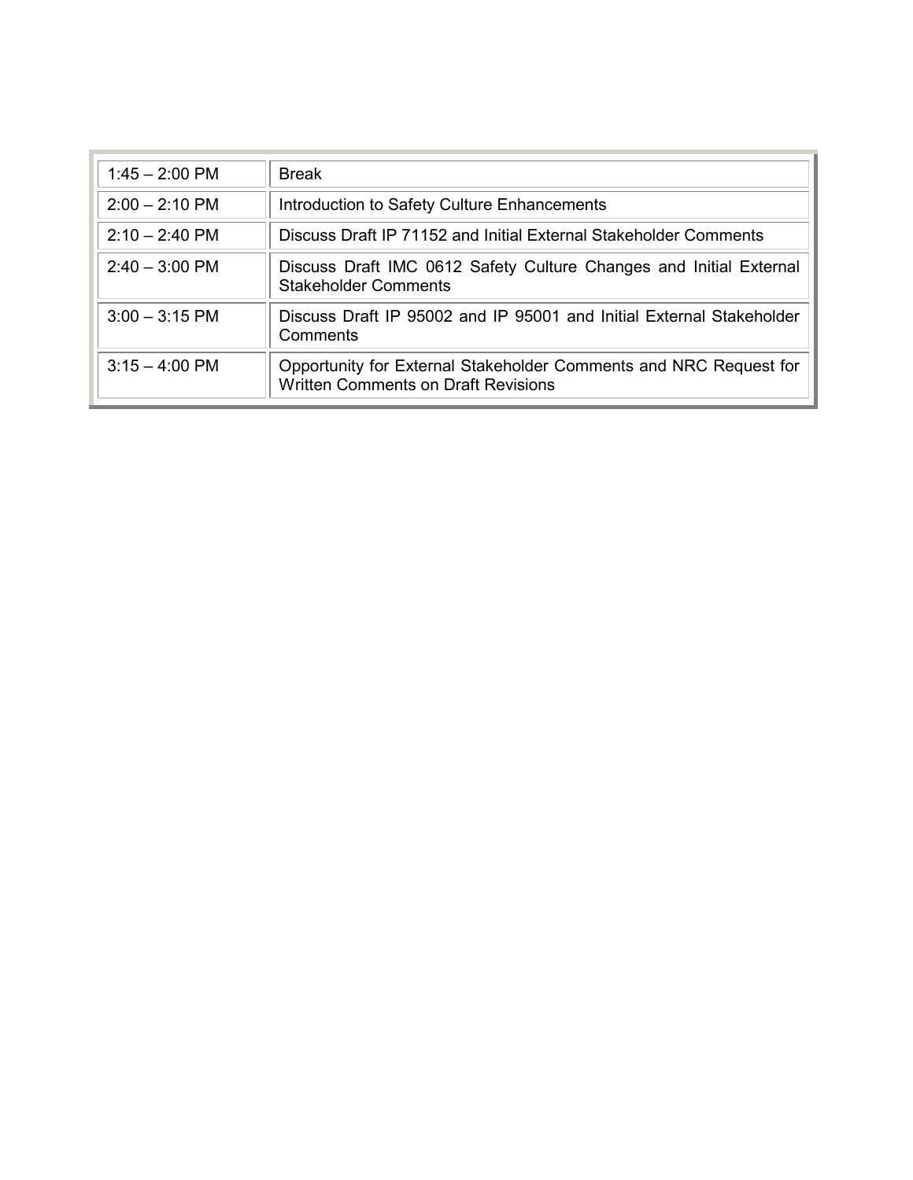| | |
|---|---|
| 1:45 – 2:00 PM | Break |
| 2:00 – 2:10 PM | Introduction to Safety Culture Enhancements |
| 2:10 – 2:40 PM | Discuss Draft IP 71152 and Initial External Stakeholder Comments |
| 2:40 – 3:00 PM | Discuss Draft IMC 0612 Safety Culture Changes and Initial External Stakeholder Comments |
| 3:00 – 3:15 PM | Discuss Draft IP 95002 and IP 95001 and Initial External Stakeholder Comments |
| 3:15 – 4:00 PM | Opportunity for External Stakeholder Comments and NRC Request for Written Comments on Draft Revisions |